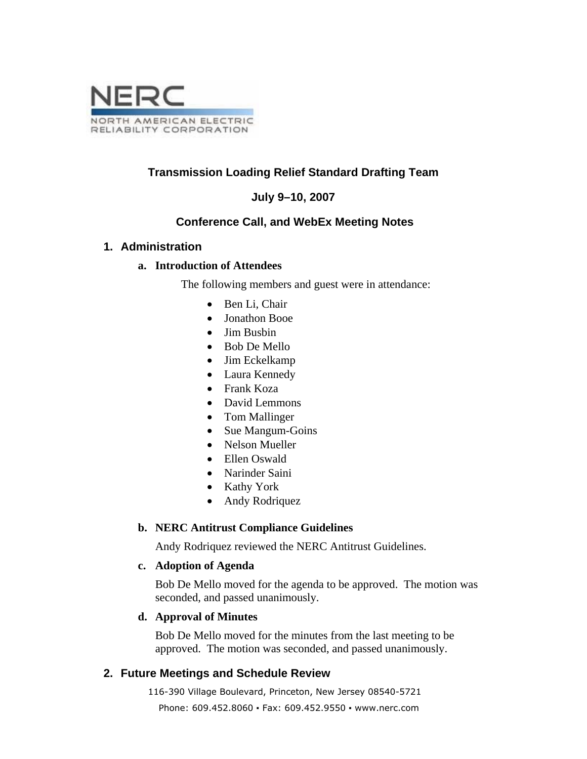NERC
NORTH AMERICAN ELECTRIC RELIABILITY CORPORATION

# Transmission Loading Relief Standard Drafting Team

## July 9–10, 2007

## Conference Call, and WebEx Meeting Notes

## 1. Administration

### a. Introduction of Attendees

The following members and guest were in attendance:

- Ben Li, Chair
- Jonathon Booe
- Jim Busbin
- Bob De Mello
- Jim Eckelkamp
- Laura Kennedy
- Frank Koza
- David Lemmons
- Tom Mallinger
- Sue Mangum-Goins
- Nelson Mueller
- Ellen Oswald
- Narinder Saini
- Kathy York
- Andy Rodriquez

### b. NERC Antitrust Compliance Guidelines

Andy Rodriquez reviewed the NERC Antitrust Guidelines.

### c. Adoption of Agenda

Bob De Mello moved for the agenda to be approved. The motion was seconded, and passed unanimously.

### d. Approval of Minutes

Bob De Mello moved for the minutes from the last meeting to be approved. The motion was seconded, and passed unanimously.

## 2. Future Meetings and Schedule Review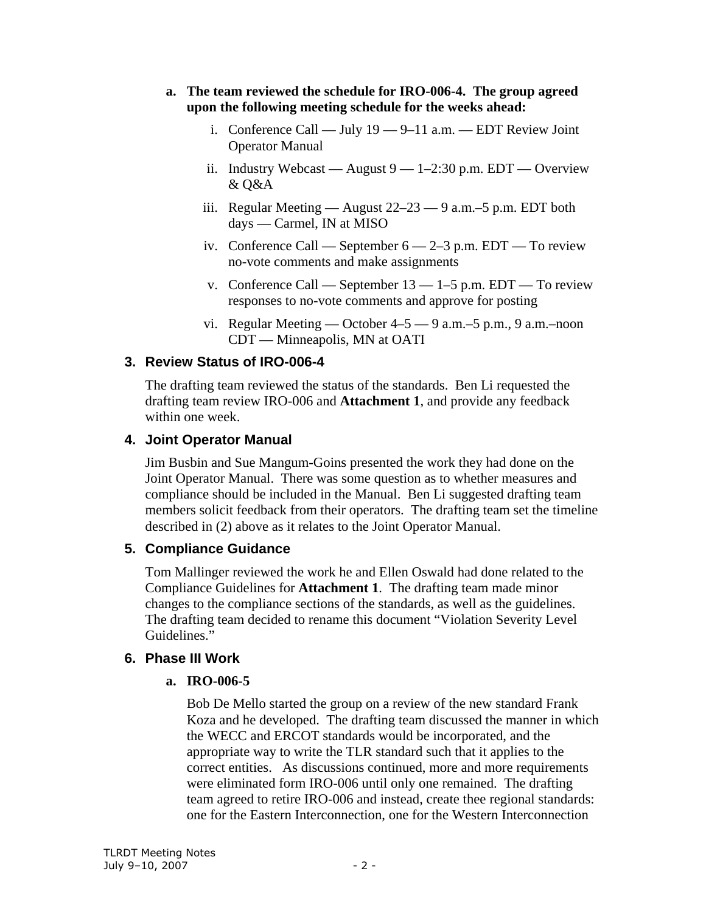a. **The team reviewed the schedule for IRO-006-4. The group agreed upon the following meeting schedule for the weeks ahead:**

   i. Conference Call — July 19 — 9–11 a.m. — EDT Review Joint Operator Manual

   ii. Industry Webcast — August 9 — 1–2:30 p.m. EDT — Overview & Q&A

   iii. Regular Meeting — August 22–23 — 9 a.m.–5 p.m. EDT both days — Carmel, IN at MISO

   iv. Conference Call — September 6 — 2–3 p.m. EDT — To review no-vote comments and make assignments

   v. Conference Call — September 13 — 1–5 p.m. EDT — To review responses to no-vote comments and approve for posting

   vi. Regular Meeting — October 4–5 — 9 a.m.–5 p.m., 9 a.m.–noon CDT — Minneapolis, MN at OATI

## 3. Review Status of IRO-006-4

The drafting team reviewed the status of the standards. Ben Li requested the drafting team review IRO-006 and **Attachment 1**, and provide any feedback within one week.

## 4. Joint Operator Manual

Jim Busbin and Sue Mangum-Goins presented the work they had done on the Joint Operator Manual. There was some question as to whether measures and compliance should be included in the Manual. Ben Li suggested drafting team members solicit feedback from their operators. The drafting team set the timeline described in (2) above as it relates to the Joint Operator Manual.

## 5. Compliance Guidance

Tom Mallinger reviewed the work he and Ellen Oswald had done related to the Compliance Guidelines for **Attachment 1**. The drafting team made minor changes to the compliance sections of the standards, as well as the guidelines. The drafting team decided to rename this document "Violation Severity Level Guidelines."

## 6. Phase III Work

### a. IRO-006-5

Bob De Mello started the group on a review of the new standard Frank Koza and he developed. The drafting team discussed the manner in which the WECC and ERCOT standards would be incorporated, and the appropriate way to write the TLR standard such that it applies to the correct entities. As discussions continued, more and more requirements were eliminated form IRO-006 until only one remained. The drafting team agreed to retire IRO-006 and instead, create thee regional standards: one for the Eastern Interconnection, one for the Western Interconnection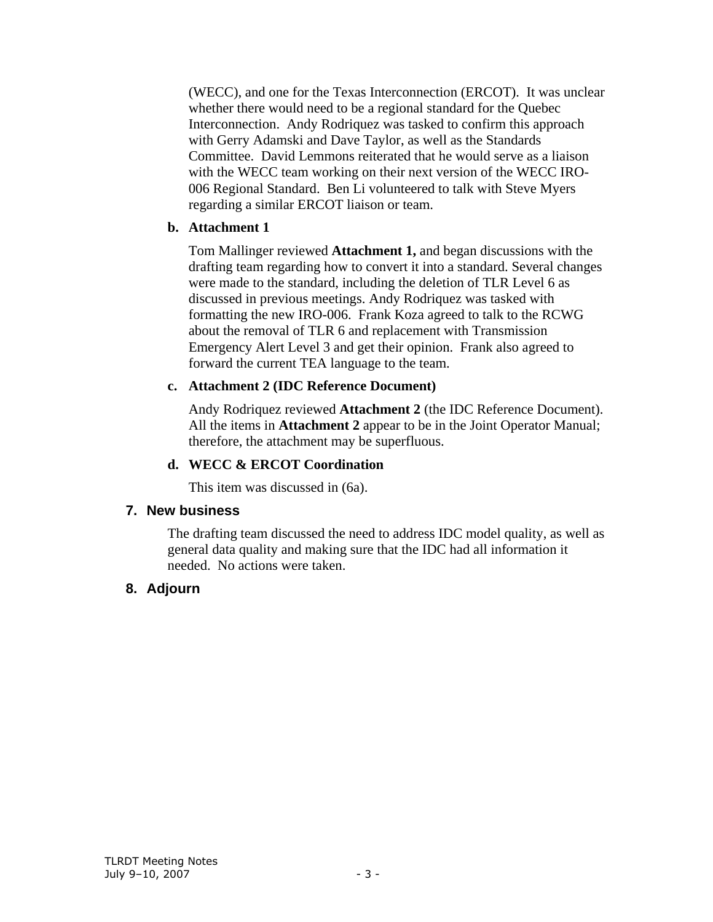(WECC), and one for the Texas Interconnection (ERCOT). It was unclear whether there would need to be a regional standard for the Quebec Interconnection. Andy Rodriquez was tasked to confirm this approach with Gerry Adamski and Dave Taylor, as well as the Standards Committee. David Lemmons reiterated that he would serve as a liaison with the WECC team working on their next version of the WECC IRO-006 Regional Standard. Ben Li volunteered to talk with Steve Myers regarding a similar ERCOT liaison or team.

**b. Attachment 1**

Tom Mallinger reviewed **Attachment 1,** and began discussions with the drafting team regarding how to convert it into a standard. Several changes were made to the standard, including the deletion of TLR Level 6 as discussed in previous meetings. Andy Rodriquez was tasked with formatting the new IRO-006. Frank Koza agreed to talk to the RCWG about the removal of TLR 6 and replacement with Transmission Emergency Alert Level 3 and get their opinion. Frank also agreed to forward the current TEA language to the team.

**c. Attachment 2 (IDC Reference Document)**

Andy Rodriquez reviewed **Attachment 2** (the IDC Reference Document). All the items in **Attachment 2** appear to be in the Joint Operator Manual; therefore, the attachment may be superfluous.

**d. WECC & ERCOT Coordination**

This item was discussed in (6a).

## 7. New business

The drafting team discussed the need to address IDC model quality, as well as general data quality and making sure that the IDC had all information it needed. No actions were taken.

## 8. Adjourn